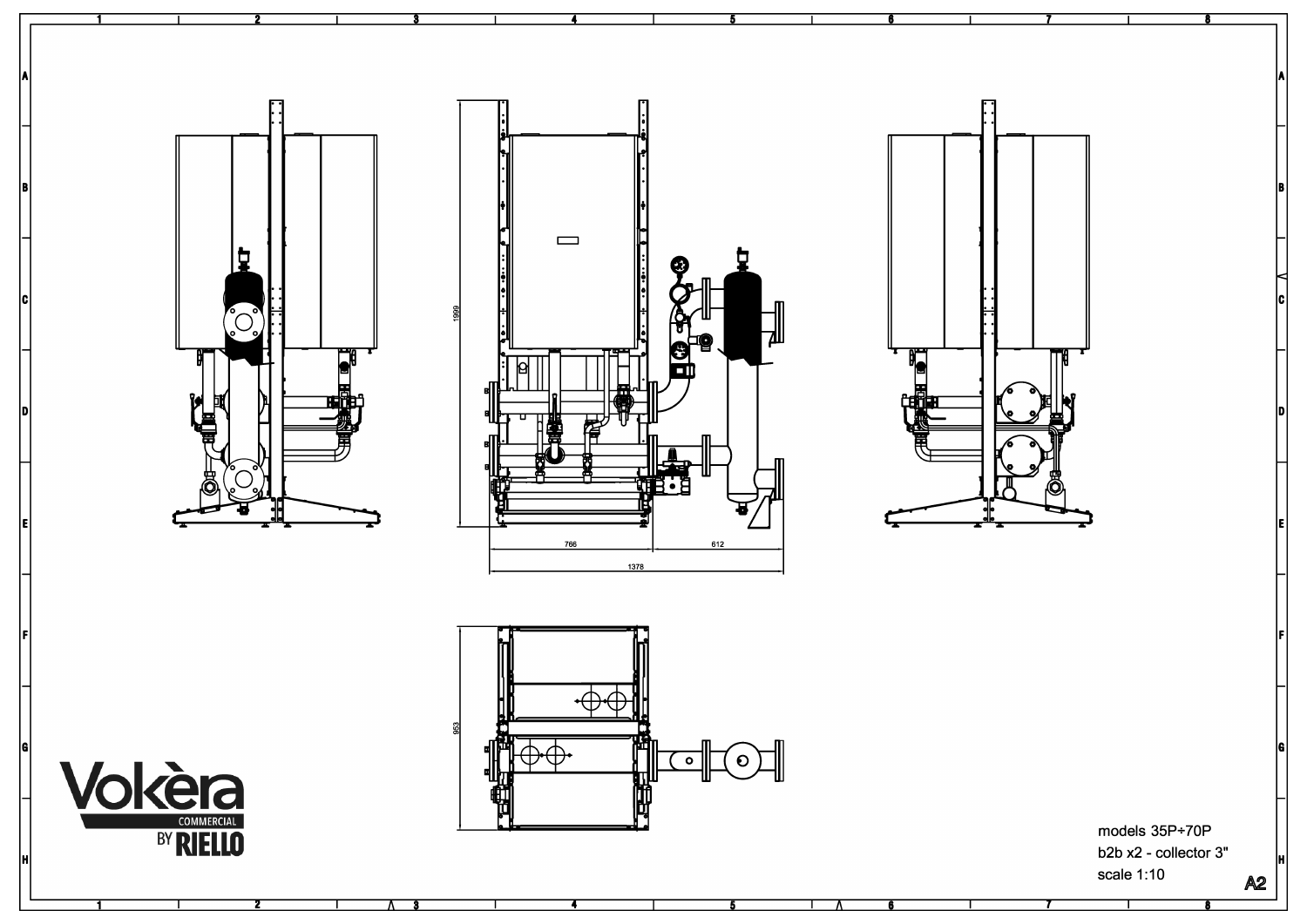1999

766

612

1378

953

Vokèra COMMERCIAL BY RIELLO

models 35P÷70P

b2b x2 - collector 3"

scale 1:10

A2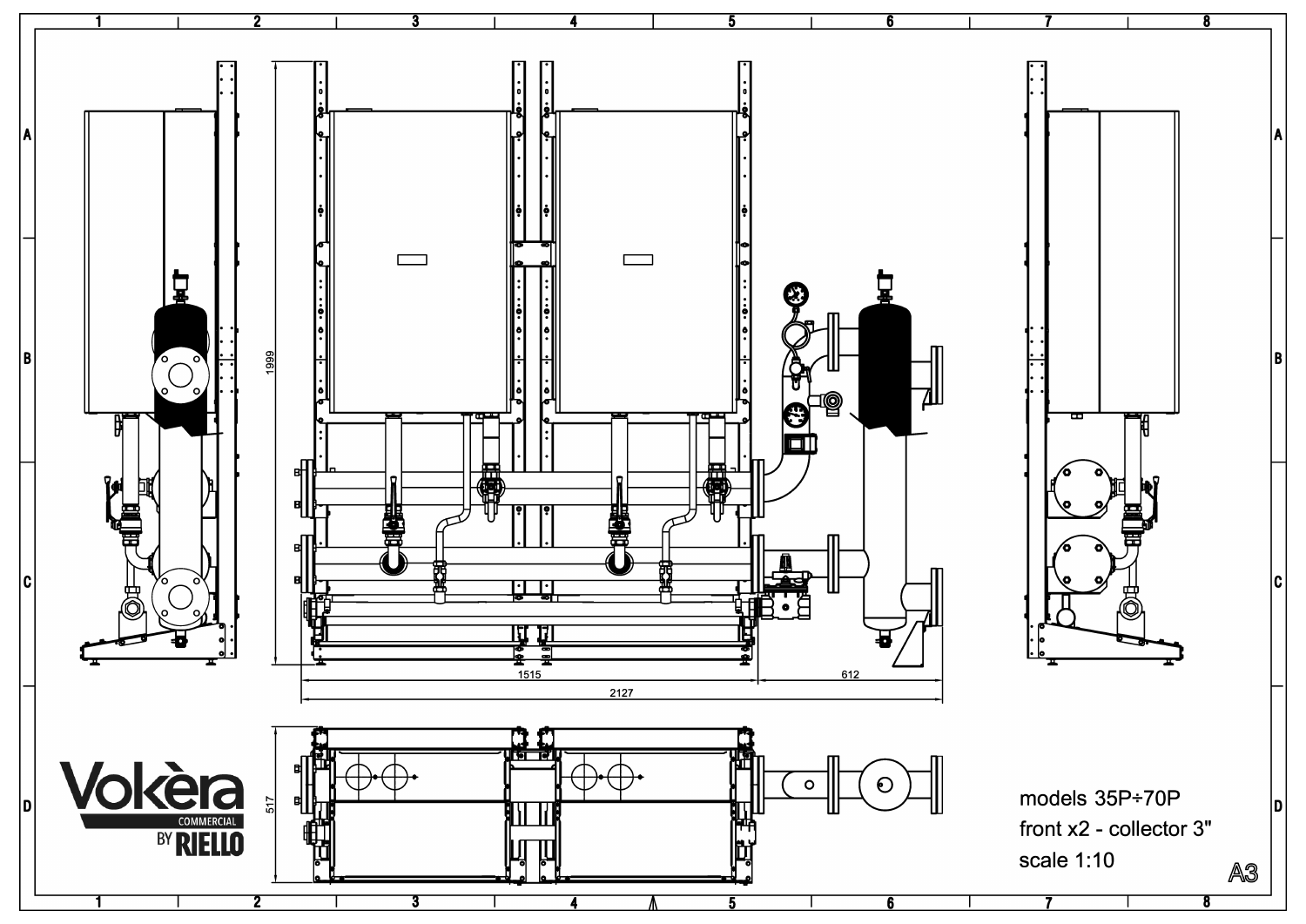models 35P÷70P

front x2 - collector 3"

scale 1:10

A3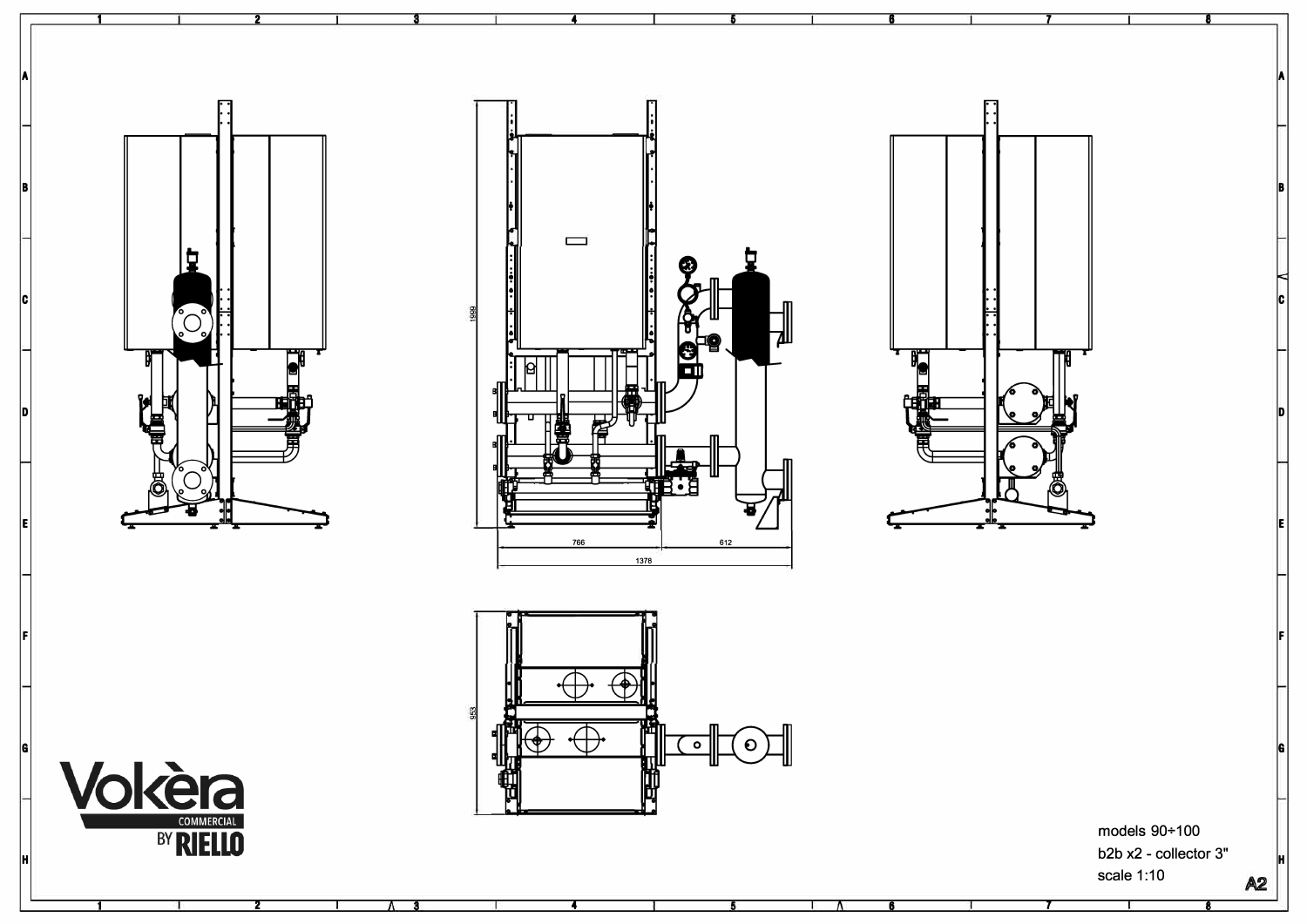1599

766

612

1378

953

Vokèra COMMERCIAL BY RIELLO

models 90÷100

b2b x2 - collector 3"

scale 1:10

A2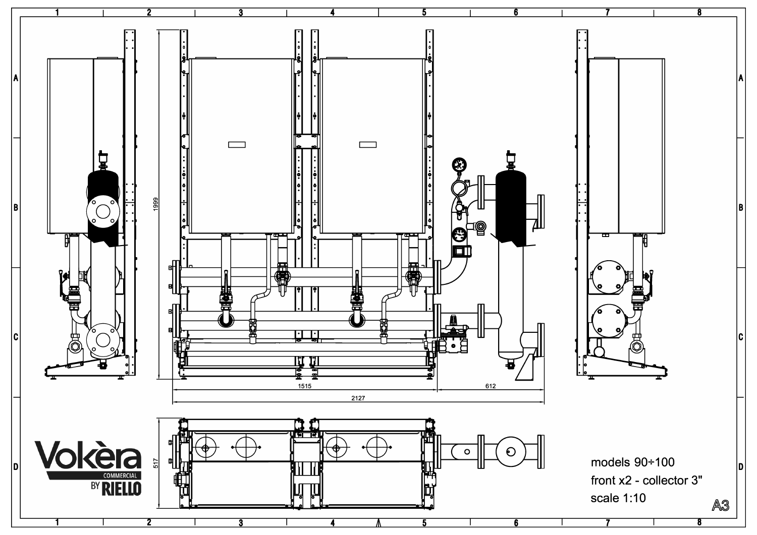1999

1515

612

2127

517

Vokèra COMMERCIAL BY RIELLO

models 90÷100

front x2 - collector 3"

scale 1:10

A3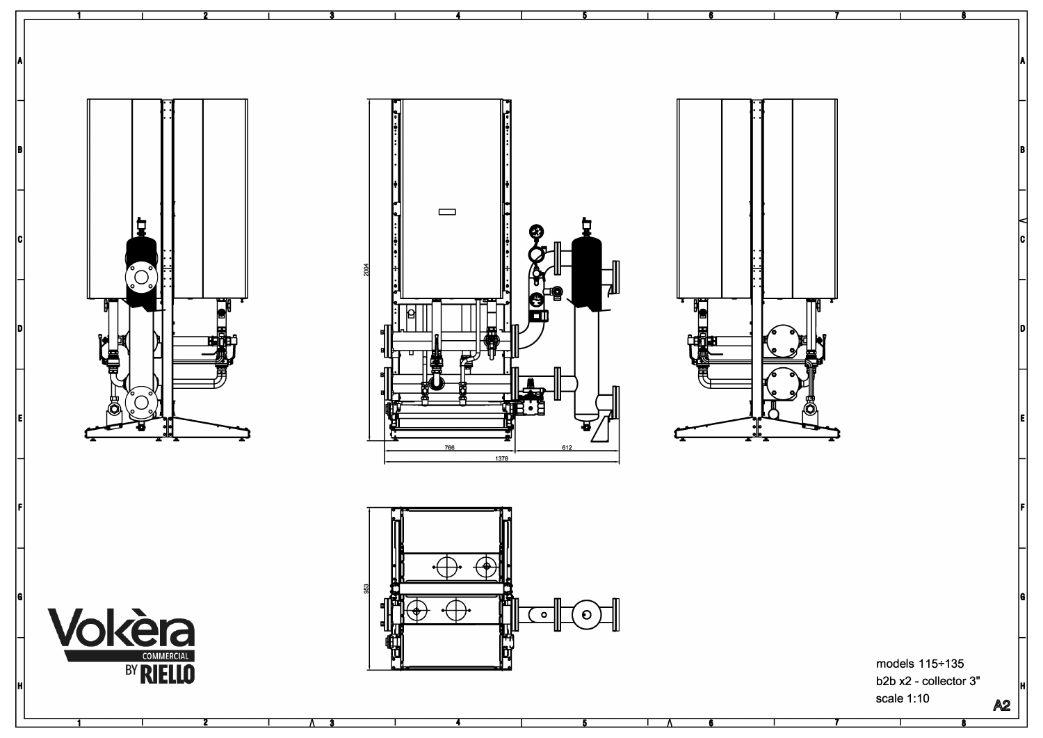models 115÷135

b2b x2 - collector 3"

scale 1:10

A2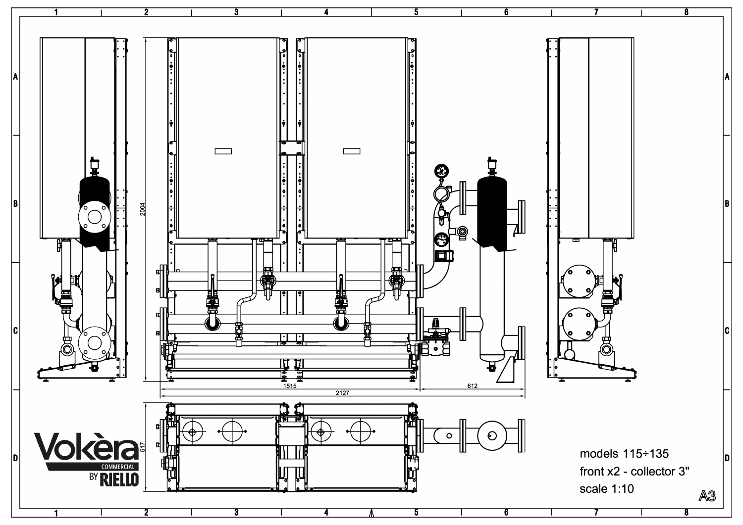2004

1515

2127

612

517

Vokèra COMMERCIAL BY RIELLO

models 115÷135

front x2 - collector 3"

scale 1:10

A3